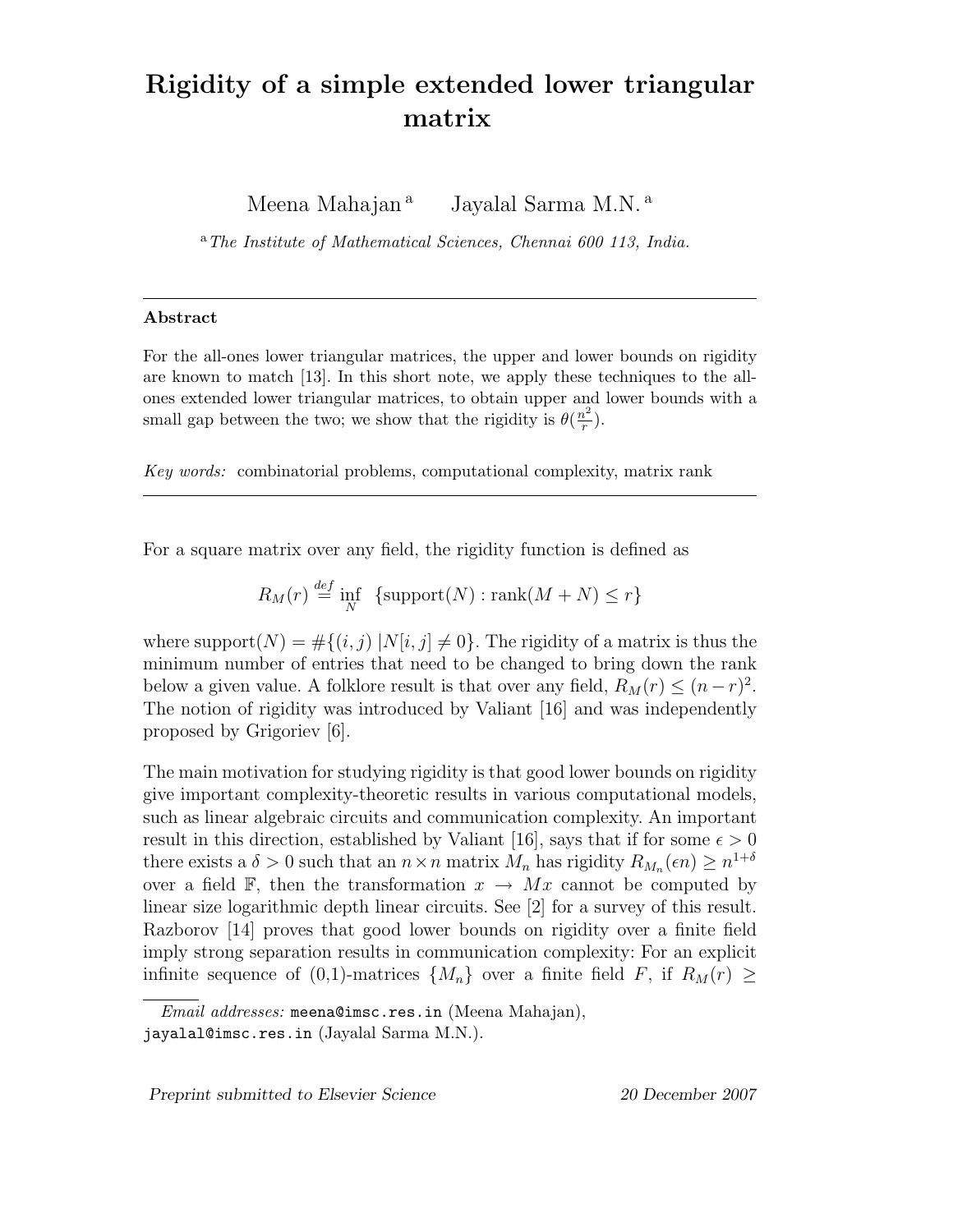# Rigidity of a simple extended lower triangular matrix

Meena Mahajan [a] Jayalal Sarma M.N. [a]

[a] *The Institute of Mathematical Sciences, Chennai 600 113, India.*

---

**Abstract**

For the all-ones lower triangular matrices, the upper and lower bounds on rigidity are known to match [13]. In this short note, we apply these techniques to the all-ones extended lower triangular matrices, to obtain upper and lower bounds with a small gap between the two; we show that the rigidity is $\theta(\frac{n^2}{r})$.

*Key words:* combinatorial problems, computational complexity, matrix rank

---

For a square matrix over any field, the rigidity function is defined as

$$R_M(r) \stackrel{def}{=} \inf_N \ \{\text{support}(N) : \text{rank}(M+N) \leq r\}$$

where $\text{support}(N) = \#\{(i,j) \, | N[i,j] \neq 0\}$. The rigidity of a matrix is thus the minimum number of entries that need to be changed to bring down the rank below a given value. A folklore result is that over any field, $R_M(r) \leq (n-r)^2$. The notion of rigidity was introduced by Valiant [16] and was independently proposed by Grigoriev [6].

The main motivation for studying rigidity is that good lower bounds on rigidity give important complexity-theoretic results in various computational models, such as linear algebraic circuits and communication complexity. An important result in this direction, established by Valiant [16], says that if for some $\epsilon > 0$ there exists a $\delta > 0$ such that an $n \times n$ matrix $M_n$ has rigidity $R_{M_n}(\epsilon n) \geq n^{1+\delta}$ over a field $\mathbb{F}$, then the transformation $x \to Mx$ cannot be computed by linear size logarithmic depth linear circuits. See [2] for a survey of this result. Razborov [14] proves that good lower bounds on rigidity over a finite field imply strong separation results in communication complexity: For an explicit infinite sequence of (0,1)-matrices $\{M_n\}$ over a finite field $F$, if $R_M(r) \geq$

*Email addresses:* meena@imsc.res.in (Meena Mahajan), jayalal@imsc.res.in (Jayalal Sarma M.N.).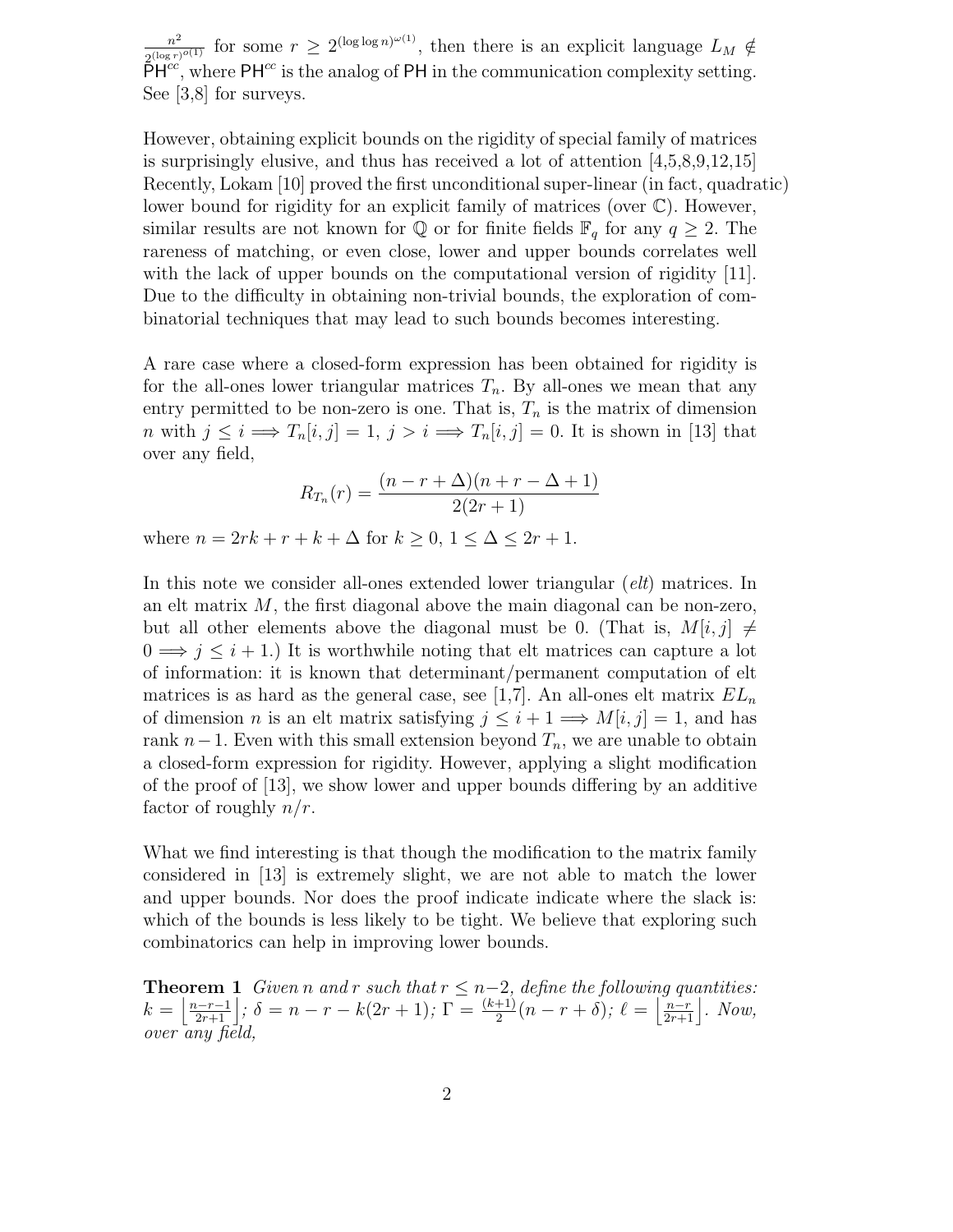$\frac{n^2}{2^{(\log r)^{o(1)}}}$ for some $r \geq 2^{(\log \log n)^{\omega(1)}}$, then there is an explicit language $L_M \notin \mathsf{PH}^{cc}$, where $\mathsf{PH}^{cc}$ is the analog of $\mathsf{PH}$ in the communication complexity setting. See [3,8] for surveys.

However, obtaining explicit bounds on the rigidity of special family of matrices is surprisingly elusive, and thus has received a lot of attention [4,5,8,9,12,15] Recently, Lokam [10] proved the first unconditional super-linear (in fact, quadratic) lower bound for rigidity for an explicit family of matrices (over $\mathbb{C}$). However, similar results are not known for $\mathbb{Q}$ or for finite fields $\mathbb{F}_q$ for any $q \geq 2$. The rareness of matching, or even close, lower and upper bounds correlates well with the lack of upper bounds on the computational version of rigidity [11]. Due to the difficulty in obtaining non-trivial bounds, the exploration of combinatorial techniques that may lead to such bounds becomes interesting.

A rare case where a closed-form expression has been obtained for rigidity is for the all-ones lower triangular matrices $T_n$. By all-ones we mean that any entry permitted to be non-zero is one. That is, $T_n$ is the matrix of dimension $n$ with $j \leq i \implies T_n[i,j] = 1$, $j > i \implies T_n[i,j] = 0$. It is shown in [13] that over any field,

$$R_{T_n}(r) = \frac{(n - r + \Delta)(n + r - \Delta + 1)}{2(2r + 1)}$$

where $n = 2rk + r + k + \Delta$ for $k \geq 0$, $1 \leq \Delta \leq 2r + 1$.

In this note we consider all-ones extended lower triangular (*elt*) matrices. In an elt matrix $M$, the first diagonal above the main diagonal can be non-zero, but all other elements above the diagonal must be 0. (That is, $M[i,j] \neq 0 \implies j \leq i + 1$.) It is worthwhile noting that elt matrices can capture a lot of information: it is known that determinant/permanent computation of elt matrices is as hard as the general case, see [1,7]. An all-ones elt matrix $EL_n$ of dimension $n$ is an elt matrix satisfying $j \leq i + 1 \implies M[i,j] = 1$, and has rank $n - 1$. Even with this small extension beyond $T_n$, we are unable to obtain a closed-form expression for rigidity. However, applying a slight modification of the proof of [13], we show lower and upper bounds differing by an additive factor of roughly $n/r$.

What we find interesting is that though the modification to the matrix family considered in [13] is extremely slight, we are not able to match the lower and upper bounds. Nor does the proof indicate indicate where the slack is: which of the bounds is less likely to be tight. We believe that exploring such combinatorics can help in improving lower bounds.

**Theorem 1** *Given $n$ and $r$ such that $r \leq n - 2$, define the following quantities: $k = \left\lfloor \frac{n-r-1}{2r+1} \right\rfloor$; $\delta = n - r - k(2r + 1)$; $\Gamma = \frac{(k+1)}{2}(n - r + \delta)$; $\ell = \left\lfloor \frac{n-r}{2r+1} \right\rfloor$. Now, over any field,*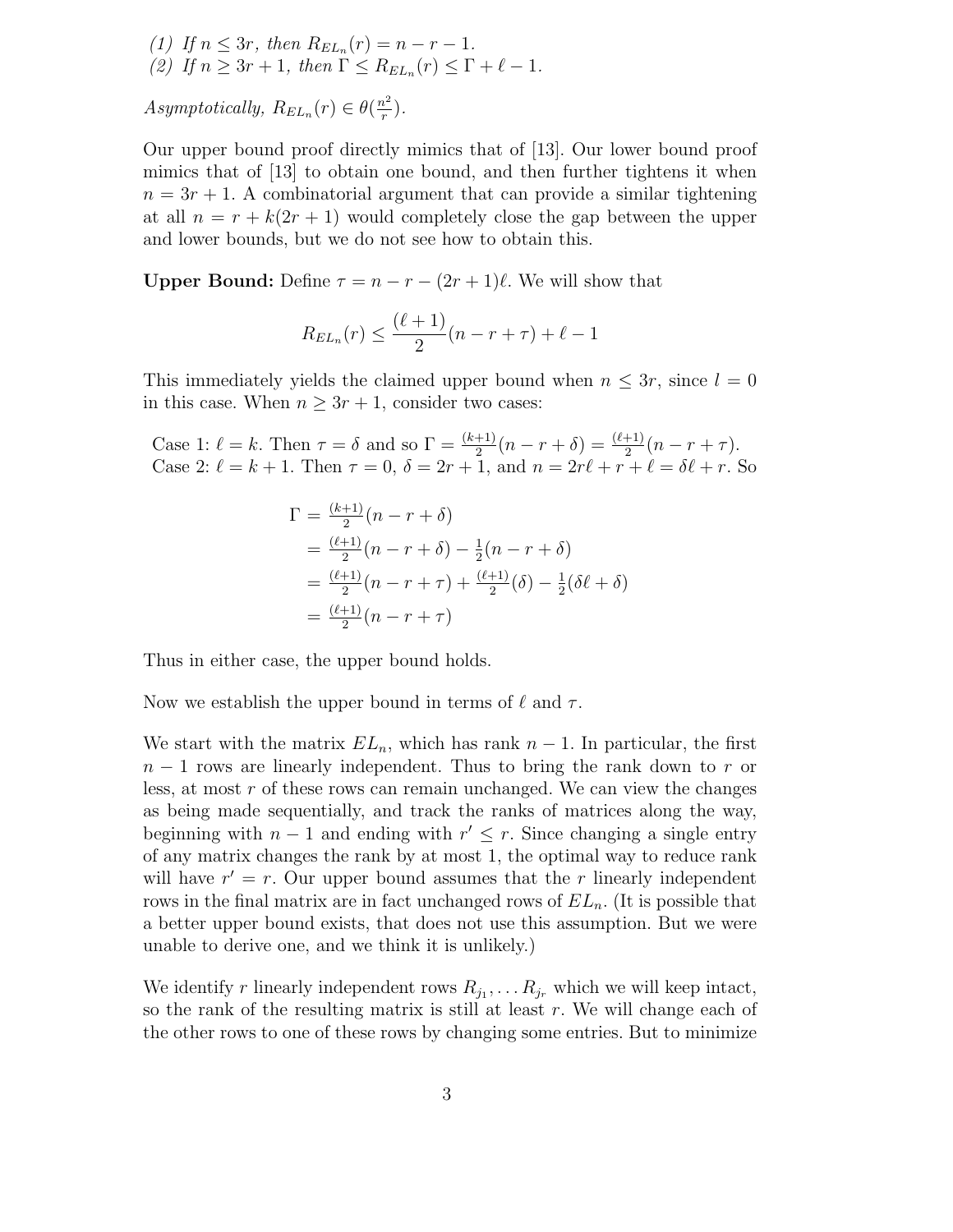(1) *If* $n \leq 3r$*, then* $R_{EL_n}(r) = n - r - 1$.
(2) *If* $n \geq 3r + 1$*, then* $\Gamma \leq R_{EL_n}(r) \leq \Gamma + \ell - 1$.

*Asymptotically,* $R_{EL_n}(r) \in \theta(\frac{n^2}{r})$.

Our upper bound proof directly mimics that of [13]. Our lower bound proof mimics that of [13] to obtain one bound, and then further tightens it when $n = 3r + 1$. A combinatorial argument that can provide a similar tightening at all $n = r + k(2r + 1)$ would completely close the gap between the upper and lower bounds, but we do not see how to obtain this.

**Upper Bound:** Define $\tau = n - r - (2r + 1)\ell$. We will show that

$$R_{EL_n}(r) \leq \frac{(\ell + 1)}{2}(n - r + \tau) + \ell - 1$$

This immediately yields the claimed upper bound when $n \leq 3r$, since $l = 0$ in this case. When $n \geq 3r + 1$, consider two cases:

Case 1: $\ell = k$. Then $\tau = \delta$ and so $\Gamma = \frac{(k+1)}{2}(n - r + \delta) = \frac{(\ell+1)}{2}(n - r + \tau)$.
Case 2: $\ell = k + 1$. Then $\tau = 0$, $\delta = 2r + 1$, and $n = 2r\ell + r + \ell = \delta\ell + r$. So

$$\begin{aligned}
\Gamma &= \tfrac{(k+1)}{2}(n - r + \delta) \\
&= \tfrac{(\ell+1)}{2}(n - r + \delta) - \tfrac{1}{2}(n - r + \delta) \\
&= \tfrac{(\ell+1)}{2}(n - r + \tau) + \tfrac{(\ell+1)}{2}(\delta) - \tfrac{1}{2}(\delta\ell + \delta) \\
&= \tfrac{(\ell+1)}{2}(n - r + \tau)
\end{aligned}$$

Thus in either case, the upper bound holds.

Now we establish the upper bound in terms of $\ell$ and $\tau$.

We start with the matrix $EL_n$, which has rank $n - 1$. In particular, the first $n - 1$ rows are linearly independent. Thus to bring the rank down to $r$ or less, at most $r$ of these rows can remain unchanged. We can view the changes as being made sequentially, and track the ranks of matrices along the way, beginning with $n - 1$ and ending with $r' \leq r$. Since changing a single entry of any matrix changes the rank by at most 1, the optimal way to reduce rank will have $r' = r$. Our upper bound assumes that the $r$ linearly independent rows in the final matrix are in fact unchanged rows of $EL_n$. (It is possible that a better upper bound exists, that does not use this assumption. But we were unable to derive one, and we think it is unlikely.)

We identify $r$ linearly independent rows $R_{j_1}, \ldots R_{j_r}$ which we will keep intact, so the rank of the resulting matrix is still at least $r$. We will change each of the other rows to one of these rows by changing some entries. But to minimize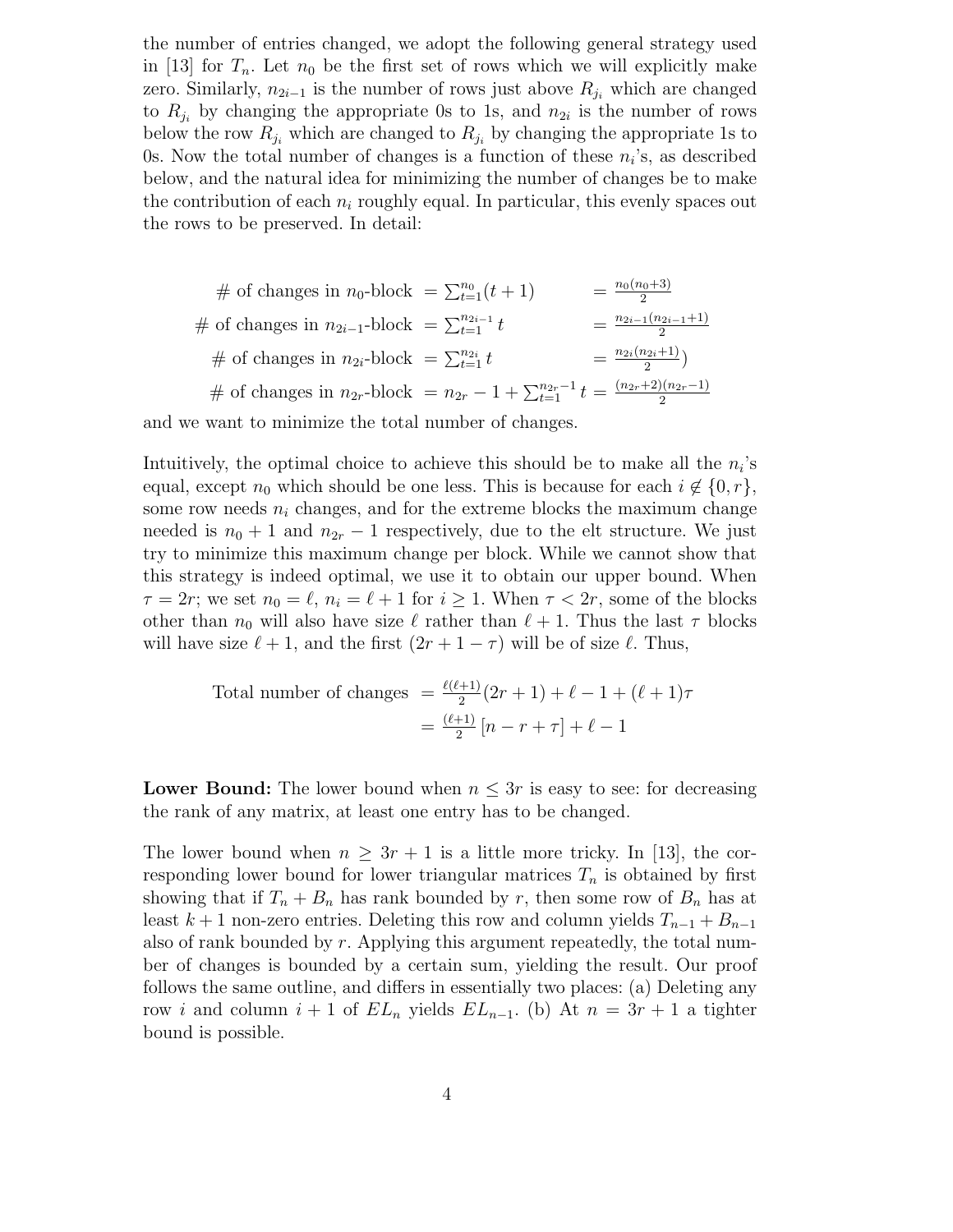the number of entries changed, we adopt the following general strategy used in [13] for $T_n$. Let $n_0$ be the first set of rows which we will explicitly make zero. Similarly, $n_{2i-1}$ is the number of rows just above $R_{j_i}$ which are changed to $R_{j_i}$ by changing the appropriate 0s to 1s, and $n_{2i}$ is the number of rows below the row $R_{j_i}$ which are changed to $R_{j_i}$ by changing the appropriate 1s to 0s. Now the total number of changes is a function of these $n_i$'s, as described below, and the natural idea for minimizing the number of changes be to make the contribution of each $n_i$ roughly equal. In particular, this evenly spaces out the rows to be preserved. In detail:

$$
\begin{aligned}
\text{\# of changes in } n_0\text{-block} &= \textstyle\sum_{t=1}^{n_0}(t+1) &&= \tfrac{n_0(n_0+3)}{2} \\
\text{\# of changes in } n_{2i-1}\text{-block} &= \textstyle\sum_{t=1}^{n_{2i-1}} t &&= \tfrac{n_{2i-1}(n_{2i-1}+1)}{2} \\
\text{\# of changes in } n_{2i}\text{-block} &= \textstyle\sum_{t=1}^{n_{2i}} t &&= \tfrac{n_{2i}(n_{2i}+1)}{2}) \\
\text{\# of changes in } n_{2r}\text{-block} &= n_{2r} - 1 + \textstyle\sum_{t=1}^{n_{2r}-1} t &&= \tfrac{(n_{2r}+2)(n_{2r}-1)}{2}
\end{aligned}
$$

and we want to minimize the total number of changes.

Intuitively, the optimal choice to achieve this should be to make all the $n_i$'s equal, except $n_0$ which should be one less. This is because for each $i \notin \{0, r\}$, some row needs $n_i$ changes, and for the extreme blocks the maximum change needed is $n_0 + 1$ and $n_{2r} - 1$ respectively, due to the elt structure. We just try to minimize this maximum change per block. While we cannot show that this strategy is indeed optimal, we use it to obtain our upper bound. When $\tau = 2r$; we set $n_0 = \ell$, $n_i = \ell + 1$ for $i \geq 1$. When $\tau < 2r$, some of the blocks other than $n_0$ will also have size $\ell$ rather than $\ell + 1$. Thus the last $\tau$ blocks will have size $\ell + 1$, and the first $(2r + 1 - \tau)$ will be of size $\ell$. Thus,

$$
\begin{aligned}
\text{Total number of changes} &= \tfrac{\ell(\ell+1)}{2}(2r+1) + \ell - 1 + (\ell+1)\tau \\
&= \tfrac{(\ell+1)}{2}\left[n - r + \tau\right] + \ell - 1
\end{aligned}
$$

**Lower Bound:** The lower bound when $n \leq 3r$ is easy to see: for decreasing the rank of any matrix, at least one entry has to be changed.

The lower bound when $n \geq 3r + 1$ is a little more tricky. In [13], the corresponding lower bound for lower triangular matrices $T_n$ is obtained by first showing that if $T_n + B_n$ has rank bounded by $r$, then some row of $B_n$ has at least $k + 1$ non-zero entries. Deleting this row and column yields $T_{n-1} + B_{n-1}$ also of rank bounded by $r$. Applying this argument repeatedly, the total number of changes is bounded by a certain sum, yielding the result. Our proof follows the same outline, and differs in essentially two places: (a) Deleting any row $i$ and column $i + 1$ of $EL_n$ yields $EL_{n-1}$. (b) At $n = 3r + 1$ a tighter bound is possible.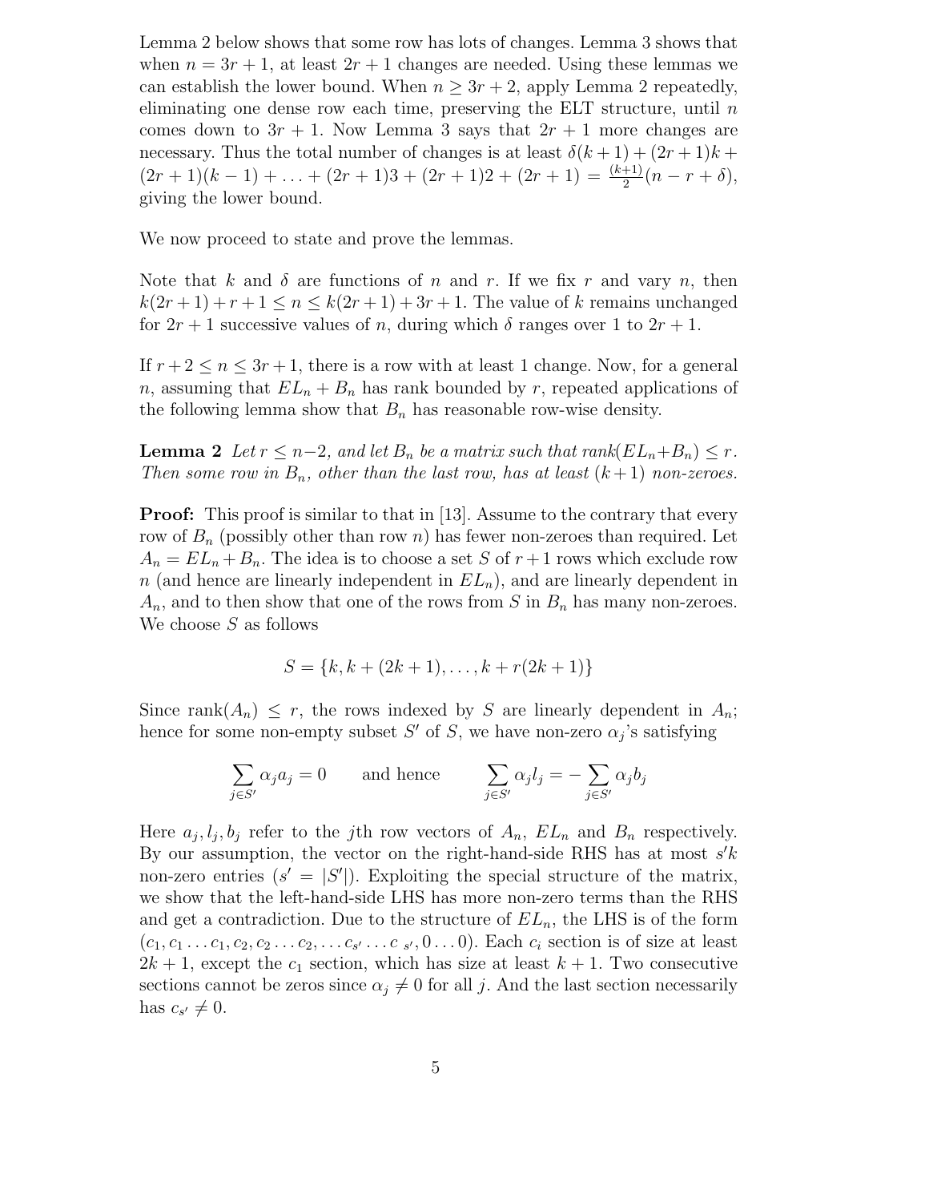Lemma 2 below shows that some row has lots of changes. Lemma 3 shows that when $n = 3r + 1$, at least $2r + 1$ changes are needed. Using these lemmas we can establish the lower bound. When $n \geq 3r + 2$, apply Lemma 2 repeatedly, eliminating one dense row each time, preserving the ELT structure, until $n$ comes down to $3r + 1$. Now Lemma 3 says that $2r + 1$ more changes are necessary. Thus the total number of changes is at least $\delta(k + 1) + (2r + 1)k + (2r + 1)(k - 1) + \ldots + (2r + 1)3 + (2r + 1)2 + (2r + 1) = \frac{(k+1)}{2}(n - r + \delta)$, giving the lower bound.

We now proceed to state and prove the lemmas.

Note that $k$ and $\delta$ are functions of $n$ and $r$. If we fix $r$ and vary $n$, then $k(2r + 1) + r + 1 \leq n \leq k(2r + 1) + 3r + 1$. The value of $k$ remains unchanged for $2r + 1$ successive values of $n$, during which $\delta$ ranges over 1 to $2r + 1$.

If $r + 2 \leq n \leq 3r + 1$, there is a row with at least 1 change. Now, for a general $n$, assuming that $EL_n + B_n$ has rank bounded by $r$, repeated applications of the following lemma show that $B_n$ has reasonable row-wise density.

**Lemma 2** *Let $r \leq n-2$, and let $B_n$ be a matrix such that rank$(EL_n + B_n) \leq r$. Then some row in $B_n$, other than the last row, has at least $(k+1)$ non-zeroes.*

**Proof:** This proof is similar to that in [13]. Assume to the contrary that every row of $B_n$ (possibly other than row $n$) has fewer non-zeroes than required. Let $A_n = EL_n + B_n$. The idea is to choose a set $S$ of $r+1$ rows which exclude row $n$ (and hence are linearly independent in $EL_n$), and are linearly dependent in $A_n$, and to then show that one of the rows from $S$ in $B_n$ has many non-zeroes. We choose $S$ as follows

$$S = \{k, k + (2k + 1), \ldots, k + r(2k + 1)\}$$

Since rank$(A_n) \leq r$, the rows indexed by $S$ are linearly dependent in $A_n$; hence for some non-empty subset $S'$ of $S$, we have non-zero $\alpha_j$'s satisfying

$$\sum_{j \in S'} \alpha_j a_j = 0 \qquad \text{and hence} \qquad \sum_{j \in S'} \alpha_j l_j = - \sum_{j \in S'} \alpha_j b_j$$

Here $a_j, l_j, b_j$ refer to the $j$th row vectors of $A_n$, $EL_n$ and $B_n$ respectively. By our assumption, the vector on the right-hand-side RHS has at most $s'k$ non-zero entries ($s' = |S'|$). Exploiting the special structure of the matrix, we show that the left-hand-side LHS has more non-zero terms than the RHS and get a contradiction. Due to the structure of $EL_n$, the LHS is of the form $(c_1, c_1 \ldots c_1, c_2, c_2 \ldots c_2, \ldots c_{s'} \ldots c_{s'}, 0 \ldots 0)$. Each $c_i$ section is of size at least $2k + 1$, except the $c_1$ section, which has size at least $k + 1$. Two consecutive sections cannot be zeros since $\alpha_j \neq 0$ for all $j$. And the last section necessarily has $c_{s'} \neq 0$.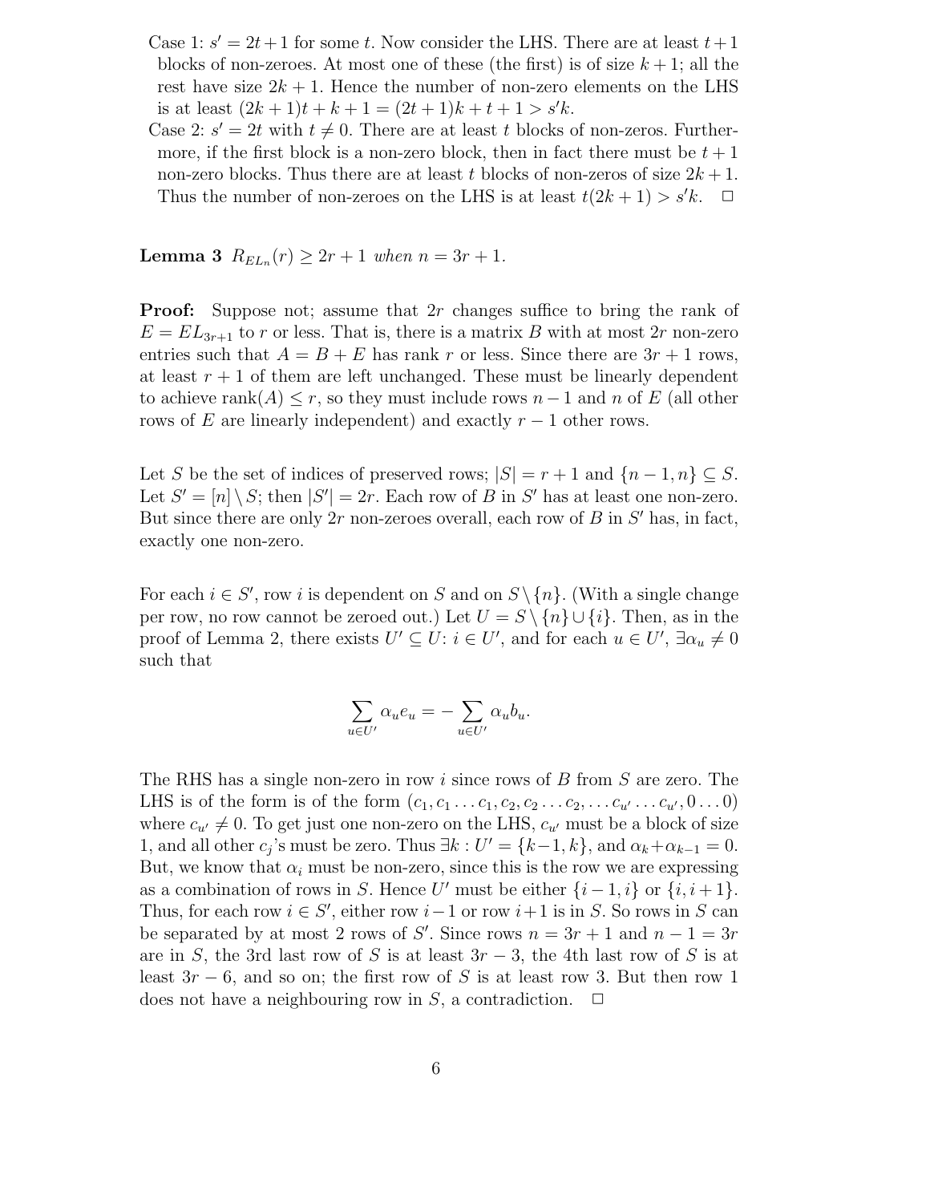Case 1: $s' = 2t+1$ for some $t$. Now consider the LHS. There are at least $t+1$ blocks of non-zeroes. At most one of these (the first) is of size $k+1$; all the rest have size $2k+1$. Hence the number of non-zero elements on the LHS is at least $(2k+1)t + k + 1 = (2t+1)k + t + 1 > s'k$.

Case 2: $s' = 2t$ with $t \neq 0$. There are at least $t$ blocks of non-zeros. Furthermore, if the first block is a non-zero block, then in fact there must be $t+1$ non-zero blocks. Thus there are at least $t$ blocks of non-zeros of size $2k+1$. Thus the number of non-zeroes on the LHS is at least $t(2k+1) > s'k$. $\Box$

**Lemma 3** *$R_{EL_n}(r) \geq 2r+1$ when $n = 3r+1$.*

**Proof:** Suppose not; assume that $2r$ changes suffice to bring the rank of $E = EL_{3r+1}$ to $r$ or less. That is, there is a matrix $B$ with at most $2r$ non-zero entries such that $A = B + E$ has rank $r$ or less. Since there are $3r+1$ rows, at least $r+1$ of them are left unchanged. These must be linearly dependent to achieve $\text{rank}(A) \leq r$, so they must include rows $n-1$ and $n$ of $E$ (all other rows of $E$ are linearly independent) and exactly $r-1$ other rows.

Let $S$ be the set of indices of preserved rows; $|S| = r+1$ and $\{n-1, n\} \subseteq S$. Let $S' = [n] \setminus S$; then $|S'| = 2r$. Each row of $B$ in $S'$ has at least one non-zero. But since there are only $2r$ non-zeroes overall, each row of $B$ in $S'$ has, in fact, exactly one non-zero.

For each $i \in S'$, row $i$ is dependent on $S$ and on $S \setminus \{n\}$. (With a single change per row, no row cannot be zeroed out.) Let $U = S \setminus \{n\} \cup \{i\}$. Then, as in the proof of Lemma 2, there exists $U' \subseteq U$: $i \in U'$, and for each $u \in U'$, $\exists \alpha_u \neq 0$ such that

$$\sum_{u \in U'} \alpha_u e_u = - \sum_{u \in U'} \alpha_u b_u.$$

The RHS has a single non-zero in row $i$ since rows of $B$ from $S$ are zero. The LHS is of the form is of the form $(c_1, c_1 \ldots c_1, c_2, c_2 \ldots c_2, \ldots c_{u'} \ldots c_{u'}, 0 \ldots 0)$ where $c_{u'} \neq 0$. To get just one non-zero on the LHS, $c_{u'}$ must be a block of size 1, and all other $c_j$'s must be zero. Thus $\exists k : U' = \{k-1, k\}$, and $\alpha_k + \alpha_{k-1} = 0$. But, we know that $\alpha_i$ must be non-zero, since this is the row we are expressing as a combination of rows in $S$. Hence $U'$ must be either $\{i-1, i\}$ or $\{i, i+1\}$. Thus, for each row $i \in S'$, either row $i-1$ or row $i+1$ is in $S$. So rows in $S$ can be separated by at most 2 rows of $S'$. Since rows $n = 3r+1$ and $n-1 = 3r$ are in $S$, the 3rd last row of $S$ is at least $3r-3$, the 4th last row of $S$ is at least $3r-6$, and so on; the first row of $S$ is at least row 3. But then row 1 does not have a neighbouring row in $S$, a contradiction. $\Box$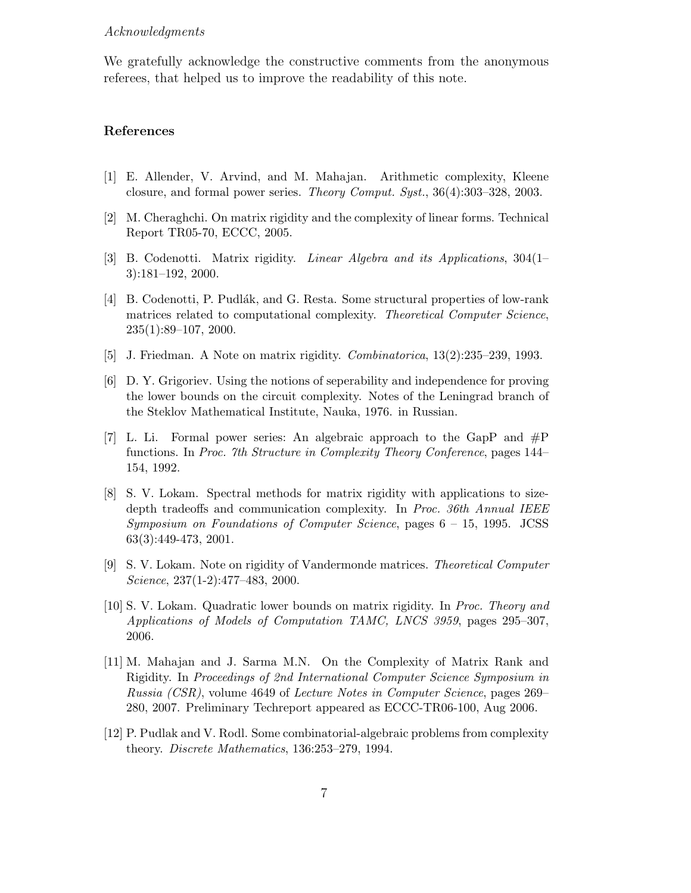*Acknowledgments*

We gratefully acknowledge the constructive comments from the anonymous referees, that helped us to improve the readability of this note.

## References

[1] E. Allender, V. Arvind, and M. Mahajan. Arithmetic complexity, Kleene closure, and formal power series. *Theory Comput. Syst.*, 36(4):303–328, 2003.

[2] M. Cheraghchi. On matrix rigidity and the complexity of linear forms. Technical Report TR05-70, ECCC, 2005.

[3] B. Codenotti. Matrix rigidity. *Linear Algebra and its Applications*, 304(1–3):181–192, 2000.

[4] B. Codenotti, P. Pudlák, and G. Resta. Some structural properties of low-rank matrices related to computational complexity. *Theoretical Computer Science*, 235(1):89–107, 2000.

[5] J. Friedman. A Note on matrix rigidity. *Combinatorica*, 13(2):235–239, 1993.

[6] D. Y. Grigoriev. Using the notions of seperability and independence for proving the lower bounds on the circuit complexity. Notes of the Leningrad branch of the Steklov Mathematical Institute, Nauka, 1976. in Russian.

[7] L. Li. Formal power series: An algebraic approach to the GapP and #P functions. In *Proc. 7th Structure in Complexity Theory Conference*, pages 144–154, 1992.

[8] S. V. Lokam. Spectral methods for matrix rigidity with applications to size-depth tradeoffs and communication complexity. In *Proc. 36th Annual IEEE Symposium on Foundations of Computer Science*, pages 6 – 15, 1995. JCSS 63(3):449-473, 2001.

[9] S. V. Lokam. Note on rigidity of Vandermonde matrices. *Theoretical Computer Science*, 237(1-2):477–483, 2000.

[10] S. V. Lokam. Quadratic lower bounds on matrix rigidity. In *Proc. Theory and Applications of Models of Computation TAMC, LNCS 3959*, pages 295–307, 2006.

[11] M. Mahajan and J. Sarma M.N. On the Complexity of Matrix Rank and Rigidity. In *Proceedings of 2nd International Computer Science Symposium in Russia (CSR)*, volume 4649 of *Lecture Notes in Computer Science*, pages 269–280, 2007. Preliminary Techreport appeared as ECCC-TR06-100, Aug 2006.

[12] P. Pudlak and V. Rodl. Some combinatorial-algebraic problems from complexity theory. *Discrete Mathematics*, 136:253–279, 1994.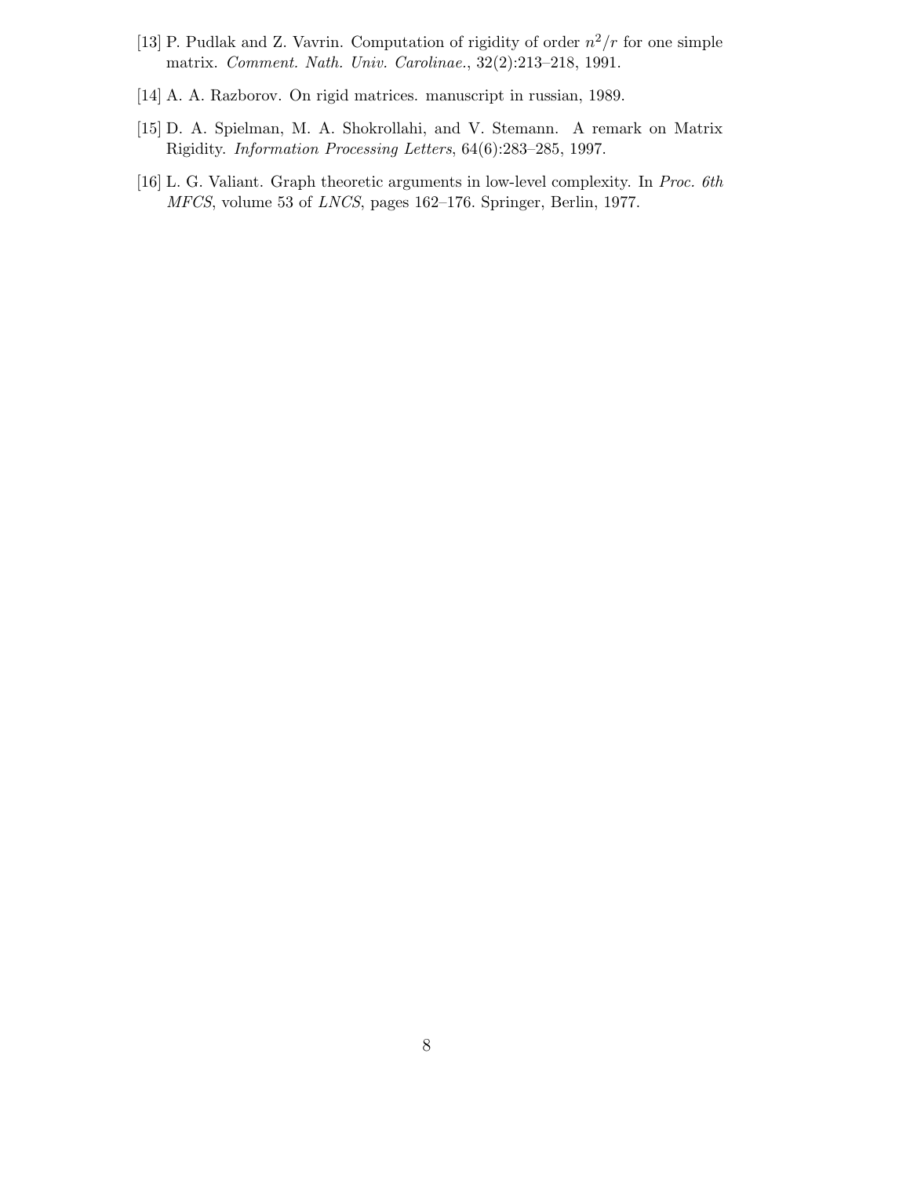[13] P. Pudlak and Z. Vavrin. Computation of rigidity of order $n^2/r$ for one simple matrix. *Comment. Nath. Univ. Carolinae.*, 32(2):213–218, 1991.

[14] A. A. Razborov. On rigid matrices. manuscript in russian, 1989.

[15] D. A. Spielman, M. A. Shokrollahi, and V. Stemann. A remark on Matrix Rigidity. *Information Processing Letters*, 64(6):283–285, 1997.

[16] L. G. Valiant. Graph theoretic arguments in low-level complexity. In *Proc. 6th MFCS*, volume 53 of *LNCS*, pages 162–176. Springer, Berlin, 1977.